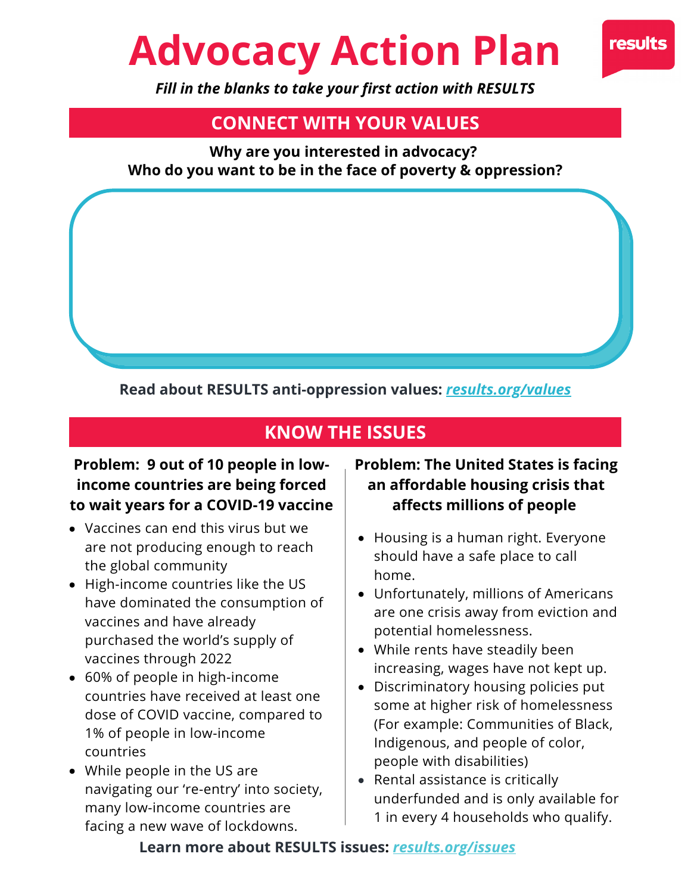# Advocacy Action Plan

***Fill in the blanks to take your first action with RESULTS***

## CONNECT WITH YOUR VALUES

**Why are you interested in advocacy?**
**Who do you want to be in the face of poverty & oppression?**

**Read about RESULTS anti-oppression values: *results.org/values***

## KNOW THE ISSUES

**Problem: 9 out of 10 people in low-income countries are being forced to wait years for a COVID-19 vaccine**

- Vaccines can end this virus but we are not producing enough to reach the global community
- High-income countries like the US have dominated the consumption of vaccines and have already purchased the world's supply of vaccines through 2022
- 60% of people in high-income countries have received at least one dose of COVID vaccine, compared to 1% of people in low-income countries
- While people in the US are navigating our 're-entry' into society, many low-income countries are facing a new wave of lockdowns.

**Problem: The United States is facing an affordable housing crisis that affects millions of people**

- Housing is a human right. Everyone should have a safe place to call home.
- Unfortunately, millions of Americans are one crisis away from eviction and potential homelessness.
- While rents have steadily been increasing, wages have not kept up.
- Discriminatory housing policies put some at higher risk of homelessness (For example: Communities of Black, Indigenous, and people of color, people with disabilities)
- Rental assistance is critically underfunded and is only available for 1 in every 4 households who qualify.

**Learn more about RESULTS issues: *results.org/issues***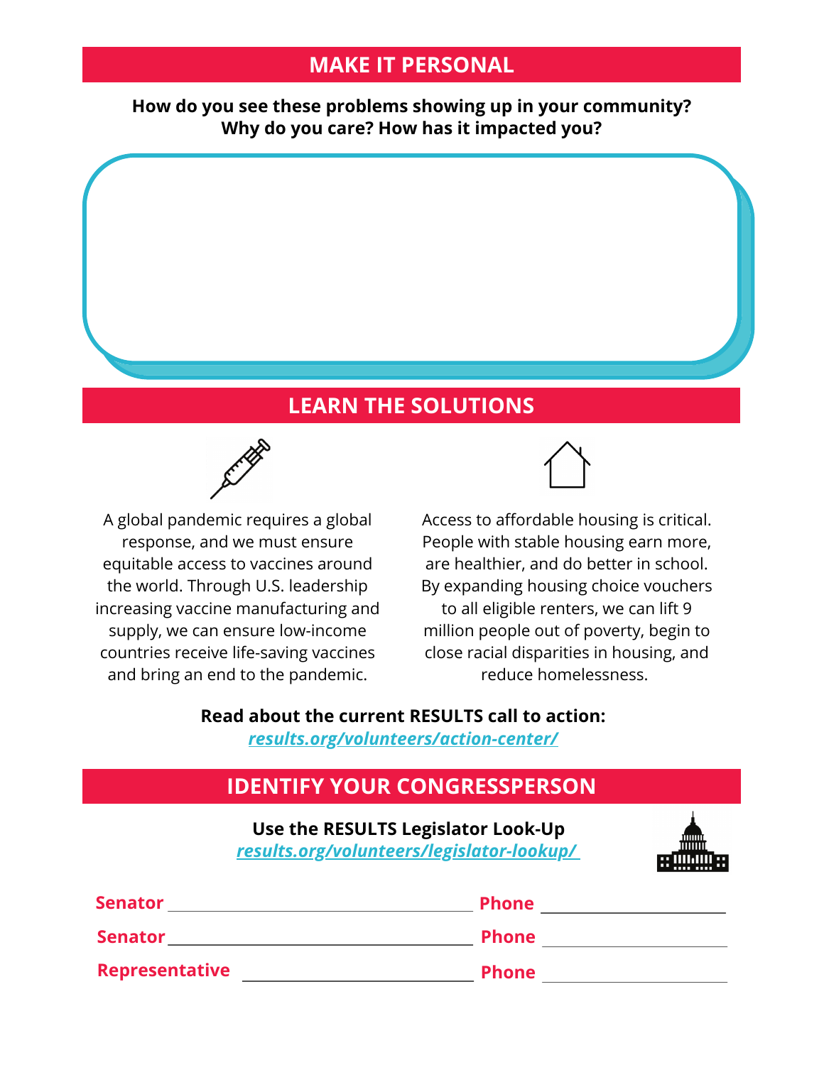## MAKE IT PERSONAL

**How do you see these problems showing up in your community? Why do you care? How has it impacted you?**

## LEARN THE SOLUTIONS

A global pandemic requires a global response, and we must ensure equitable access to vaccines around the world. Through U.S. leadership increasing vaccine manufacturing and supply, we can ensure low-income countries receive life-saving vaccines and bring an end to the pandemic.

Access to affordable housing is critical. People with stable housing earn more, are healthier, and do better in school. By expanding housing choice vouchers to all eligible renters, we can lift 9 million people out of poverty, begin to close racial disparities in housing, and reduce homelessness.

**Read about the current RESULTS call to action:**
***results.org/volunteers/action-center/***

## IDENTIFY YOUR CONGRESSPERSON

**Use the RESULTS Legislator Look-Up**
***results.org/volunteers/legislator-lookup/***

**Senator** ______________________ **Phone** ______________

**Senator** ______________________ **Phone** ______________

**Representative** ______________________ **Phone** ______________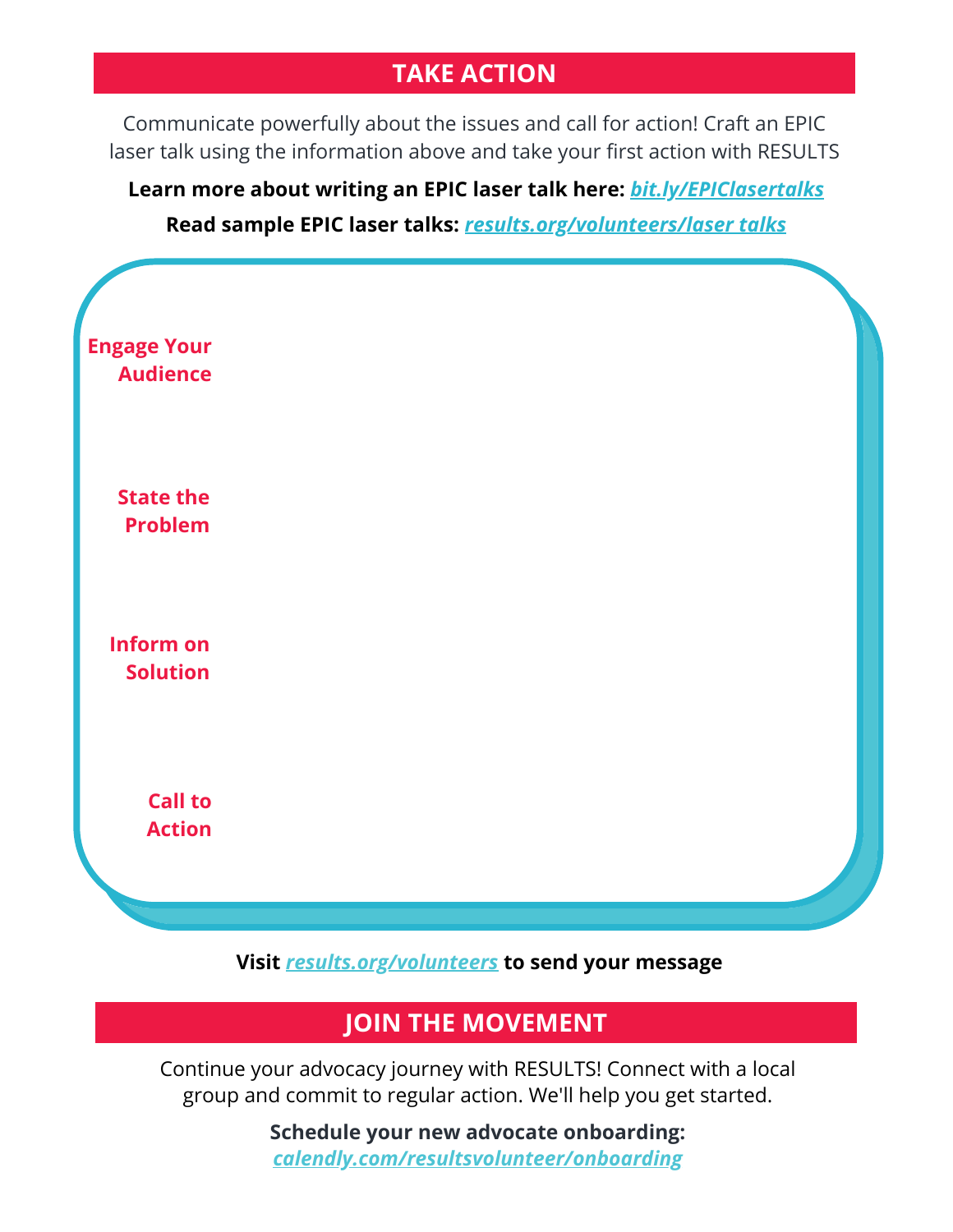## TAKE ACTION

Communicate powerfully about the issues and call for action! Craft an EPIC laser talk using the information above and take your first action with RESULTS

**Learn more about writing an EPIC laser talk here: *bit.ly/EPIClasertalks***

**Read sample EPIC laser talks: *results.org/volunteers/laser talks***

**Engage Your Audience**

**State the Problem**

**Inform on Solution**

**Call to Action**

**Visit *results.org/volunteers* to send your message**

## JOIN THE MOVEMENT

Continue your advocacy journey with RESULTS! Connect with a local group and commit to regular action. We'll help you get started.

**Schedule your new advocate onboarding:**
***calendly.com/resultsvolunteer/onboarding***